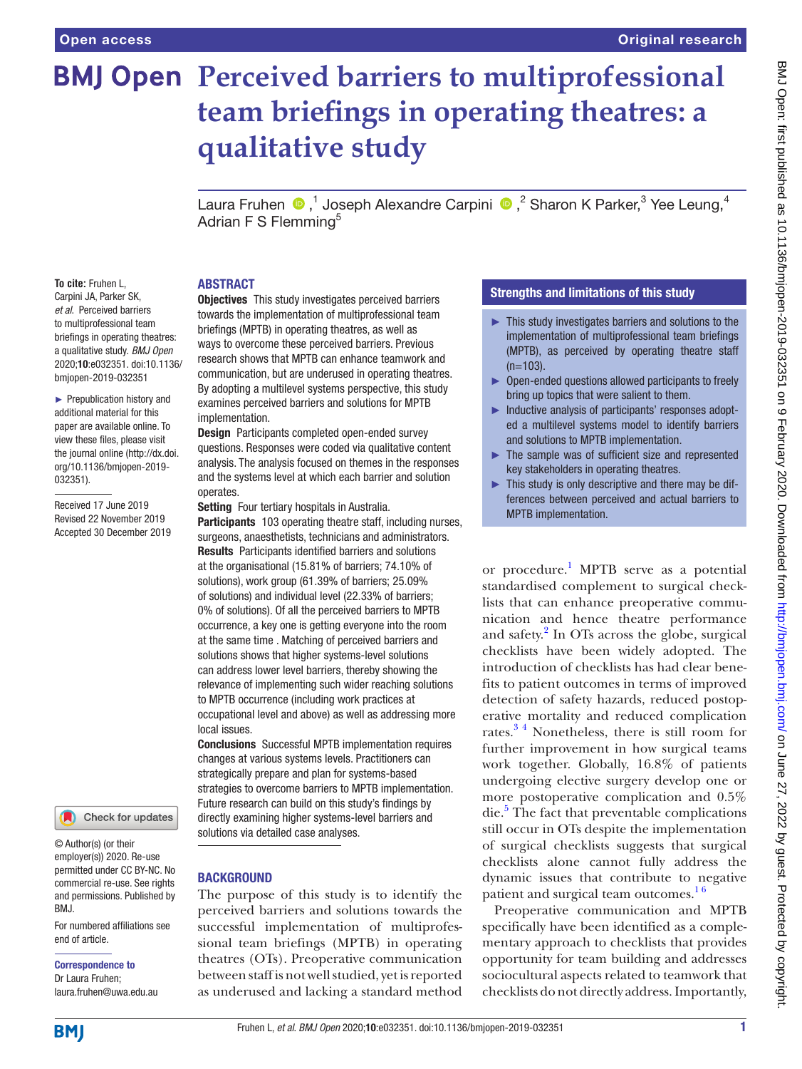# Perceived barriers to multiprofessional team briefings in operating theatres: a qualitative study

Laura Fruhen[1], Joseph Alexandre Carpini[2], Sharon K Parker[3], Yee Leung[4], Adrian F S Flemming[5]

**To cite:** Fruhen L, Carpini JA, Parker SK, *et al*. Perceived barriers to multiprofessional team briefings in operating theatres: a qualitative study. *BMJ Open* 2020;**10**:e032351. doi:10.1136/bmjopen-2019-032351

► Prepublication history and additional material for this paper are available online. To view these files, please visit the journal online (http://dx.doi.org/10.1136/bmjopen-2019-032351).

Received 17 June 2019
Revised 22 November 2019
Accepted 30 December 2019

© Author(s) (or their employer(s)) 2020. Re-use permitted under CC BY-NC. No commercial re-use. See rights and permissions. Published by BMJ.

For numbered affiliations see end of article.

**Correspondence to**
Dr Laura Fruhen;
laura.fruhen@uwa.edu.au

## ABSTRACT

**Objectives** This study investigates perceived barriers towards the implementation of multiprofessional team briefings (MPTB) in operating theatres, as well as ways to overcome these perceived barriers. Previous research shows that MPTB can enhance teamwork and communication, but are underused in operating theatres. By adopting a multilevel systems perspective, this study examines perceived barriers and solutions for MPTB implementation.

**Design** Participants completed open-ended survey questions. Responses were coded via qualitative content analysis. The analysis focused on themes in the responses and the systems level at which each barrier and solution operates.

**Setting** Four tertiary hospitals in Australia.

**Participants** 103 operating theatre staff, including nurses, surgeons, anaesthetists, technicians and administrators.

**Results** Participants identified barriers and solutions at the organisational (15.81% of barriers; 74.10% of solutions), work group (61.39% of barriers; 25.09% of solutions) and individual level (22.33% of barriers; 0% of solutions). Of all the perceived barriers to MPTB occurrence, a key one is getting everyone into the room at the same time . Matching of perceived barriers and solutions shows that higher systems-level solutions can address lower level barriers, thereby showing the relevance of implementing such wider reaching solutions to MPTB occurrence (including work practices at occupational level and above) as well as addressing more local issues.

**Conclusions** Successful MPTB implementation requires changes at various systems levels. Practitioners can strategically prepare and plan for systems-based strategies to overcome barriers to MPTB implementation. Future research can build on this study's findings by directly examining higher systems-level barriers and solutions via detailed case analyses.

## Strengths and limitations of this study

- ► This study investigates barriers and solutions to the implementation of multiprofessional team briefings (MPTB), as perceived by operating theatre staff (n=103).
- ► Open-ended questions allowed participants to freely bring up topics that were salient to them.
- ► Inductive analysis of participants' responses adopted a multilevel systems model to identify barriers and solutions to MPTB implementation.
- ► The sample was of sufficient size and represented key stakeholders in operating theatres.
- ► This study is only descriptive and there may be differences between perceived and actual barriers to MPTB implementation.

## BACKGROUND

The purpose of this study is to identify the perceived barriers and solutions towards the successful implementation of multiprofessional team briefings (MPTB) in operating theatres (OTs). Preoperative communication between staff is not well studied, yet is reported as underused and lacking a standard method or procedure.[1] MPTB serve as a potential standardised complement to surgical checklists that can enhance preoperative communication and hence theatre performance and safety.[2] In OTs across the globe, surgical checklists have been widely adopted. The introduction of checklists has had clear benefits to patient outcomes in terms of improved detection of safety hazards, reduced postoperative mortality and reduced complication rates.[3 4] Nonetheless, there is still room for further improvement in how surgical teams work together. Globally, 16.8% of patients undergoing elective surgery develop one or more postoperative complication and 0.5% die.[5] The fact that preventable complications still occur in OTs despite the implementation of surgical checklists suggests that surgical checklists alone cannot fully address the dynamic issues that contribute to negative patient and surgical team outcomes.[1 6]

Preoperative communication and MPTB specifically have been identified as a complementary approach to checklists that provides opportunity for team building and addresses sociocultural aspects related to teamwork that checklists do not directly address. Importantly,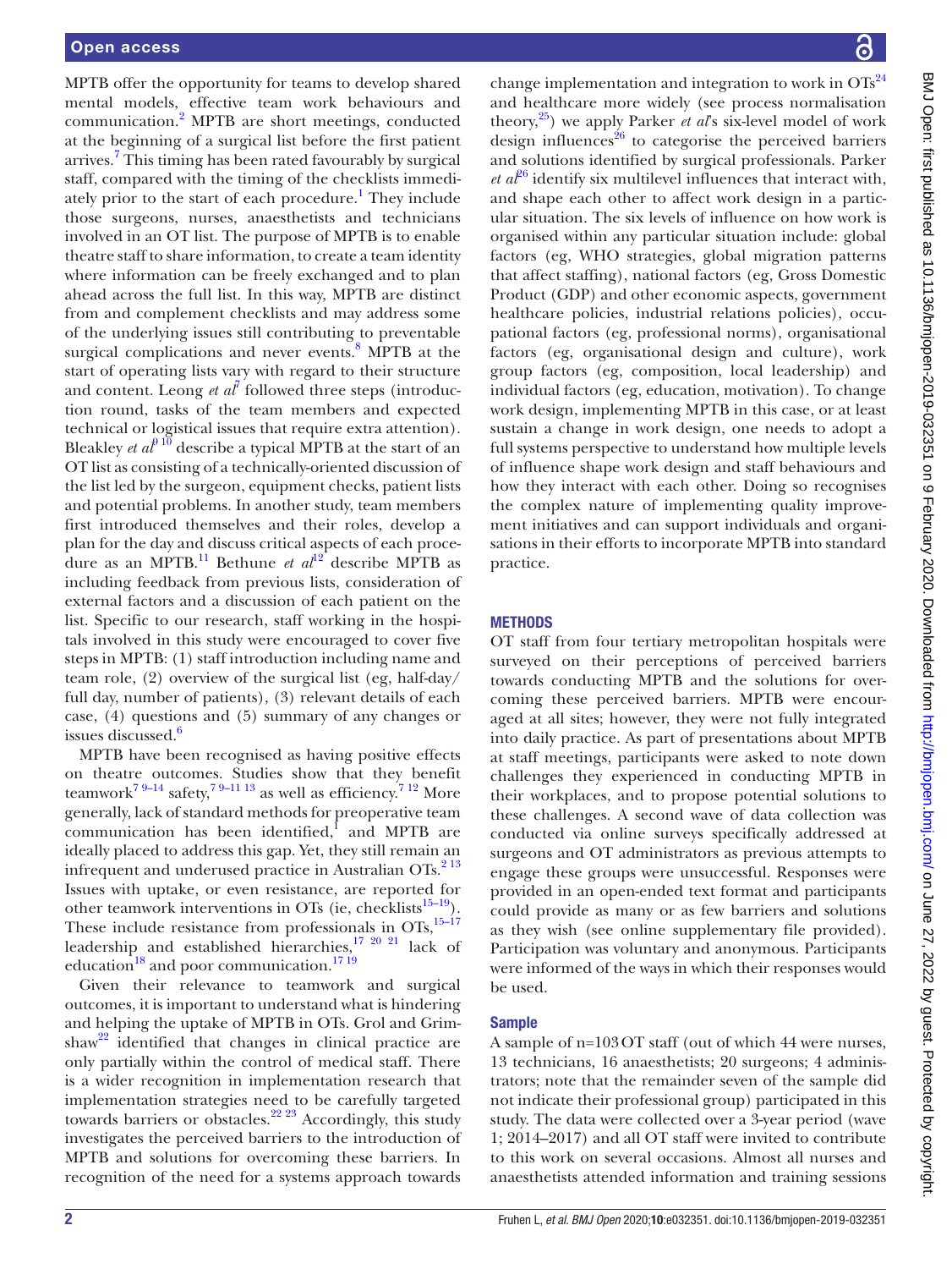MPTB offer the opportunity for teams to develop shared mental models, effective team work behaviours and communication.[2] MPTB are short meetings, conducted at the beginning of a surgical list before the first patient arrives.[7] This timing has been rated favourably by surgical staff, compared with the timing of the checklists immediately prior to the start of each procedure.[1] They include those surgeons, nurses, anaesthetists and technicians involved in an OT list. The purpose of MPTB is to enable theatre staff to share information, to create a team identity where information can be freely exchanged and to plan ahead across the full list. In this way, MPTB are distinct from and complement checklists and may address some of the underlying issues still contributing to preventable surgical complications and never events.[8] MPTB at the start of operating lists vary with regard to their structure and content. Leong *et al*[7] followed three steps (introduction round, tasks of the team members and expected technical or logistical issues that require extra attention). Bleakley *et al*[9 10] describe a typical MPTB at the start of an OT list as consisting of a technically-oriented discussion of the list led by the surgeon, equipment checks, patient lists and potential problems. In another study, team members first introduced themselves and their roles, develop a plan for the day and discuss critical aspects of each procedure as an MPTB.[11] Bethune *et al*[12] describe MPTB as including feedback from previous lists, consideration of external factors and a discussion of each patient on the list. Specific to our research, staff working in the hospitals involved in this study were encouraged to cover five steps in MPTB: (1) staff introduction including name and team role, (2) overview of the surgical list (eg, half-day/full day, number of patients), (3) relevant details of each case, (4) questions and (5) summary of any changes or issues discussed.[6]

MPTB have been recognised as having positive effects on theatre outcomes. Studies show that they benefit teamwork[7 9–14] safety,[7 9–11 13] as well as efficiency.[7 12] More generally, lack of standard methods for preoperative team communication has been identified,[1] and MPTB are ideally placed to address this gap. Yet, they still remain an infrequent and underused practice in Australian OTs.[2 13] Issues with uptake, or even resistance, are reported for other teamwork interventions in OTs (ie, checklists[15–19]). These include resistance from professionals in OTs,[15–17] leadership and established hierarchies,[17 20 21] lack of education[18] and poor communication.[17 19]

Given their relevance to teamwork and surgical outcomes, it is important to understand what is hindering and helping the uptake of MPTB in OTs. Grol and Grimshaw[22] identified that changes in clinical practice are only partially within the control of medical staff. There is a wider recognition in implementation research that implementation strategies need to be carefully targeted towards barriers or obstacles.[22 23] Accordingly, this study investigates the perceived barriers to the introduction of MPTB and solutions for overcoming these barriers. In recognition of the need for a systems approach towards change implementation and integration to work in OTs[24] and healthcare more widely (see process normalisation theory,[25]) we apply Parker *et al*'s six-level model of work design influences[26] to categorise the perceived barriers and solutions identified by surgical professionals. Parker *et al*[26] identify six multilevel influences that interact with, and shape each other to affect work design in a particular situation. The six levels of influence on how work is organised within any particular situation include: global factors (eg, WHO strategies, global migration patterns that affect staffing), national factors (eg, Gross Domestic Product (GDP) and other economic aspects, government healthcare policies, industrial relations policies), occupational factors (eg, professional norms), organisational factors (eg, organisational design and culture), work group factors (eg, composition, local leadership) and individual factors (eg, education, motivation). To change work design, implementing MPTB in this case, or at least sustain a change in work design, one needs to adopt a full systems perspective to understand how multiple levels of influence shape work design and staff behaviours and how they interact with each other. Doing so recognises the complex nature of implementing quality improvement initiatives and can support individuals and organisations in their efforts to incorporate MPTB into standard practice.

## METHODS

OT staff from four tertiary metropolitan hospitals were surveyed on their perceptions of perceived barriers towards conducting MPTB and the solutions for overcoming these perceived barriers. MPTB were encouraged at all sites; however, they were not fully integrated into daily practice. As part of presentations about MPTB at staff meetings, participants were asked to note down challenges they experienced in conducting MPTB in their workplaces, and to propose potential solutions to these challenges. A second wave of data collection was conducted via online surveys specifically addressed at surgeons and OT administrators as previous attempts to engage these groups were unsuccessful. Responses were provided in an open-ended text format and participants could provide as many or as few barriers and solutions as they wish (see online supplementary file provided). Participation was voluntary and anonymous. Participants were informed of the ways in which their responses would be used.

### Sample

A sample of n=103 OT staff (out of which 44 were nurses, 13 technicians, 16 anaesthetists; 20 surgeons; 4 administrators; note that the remainder seven of the sample did not indicate their professional group) participated in this study. The data were collected over a 3-year period (wave 1; 2014–2017) and all OT staff were invited to contribute to this work on several occasions. Almost all nurses and anaesthetists attended information and training sessions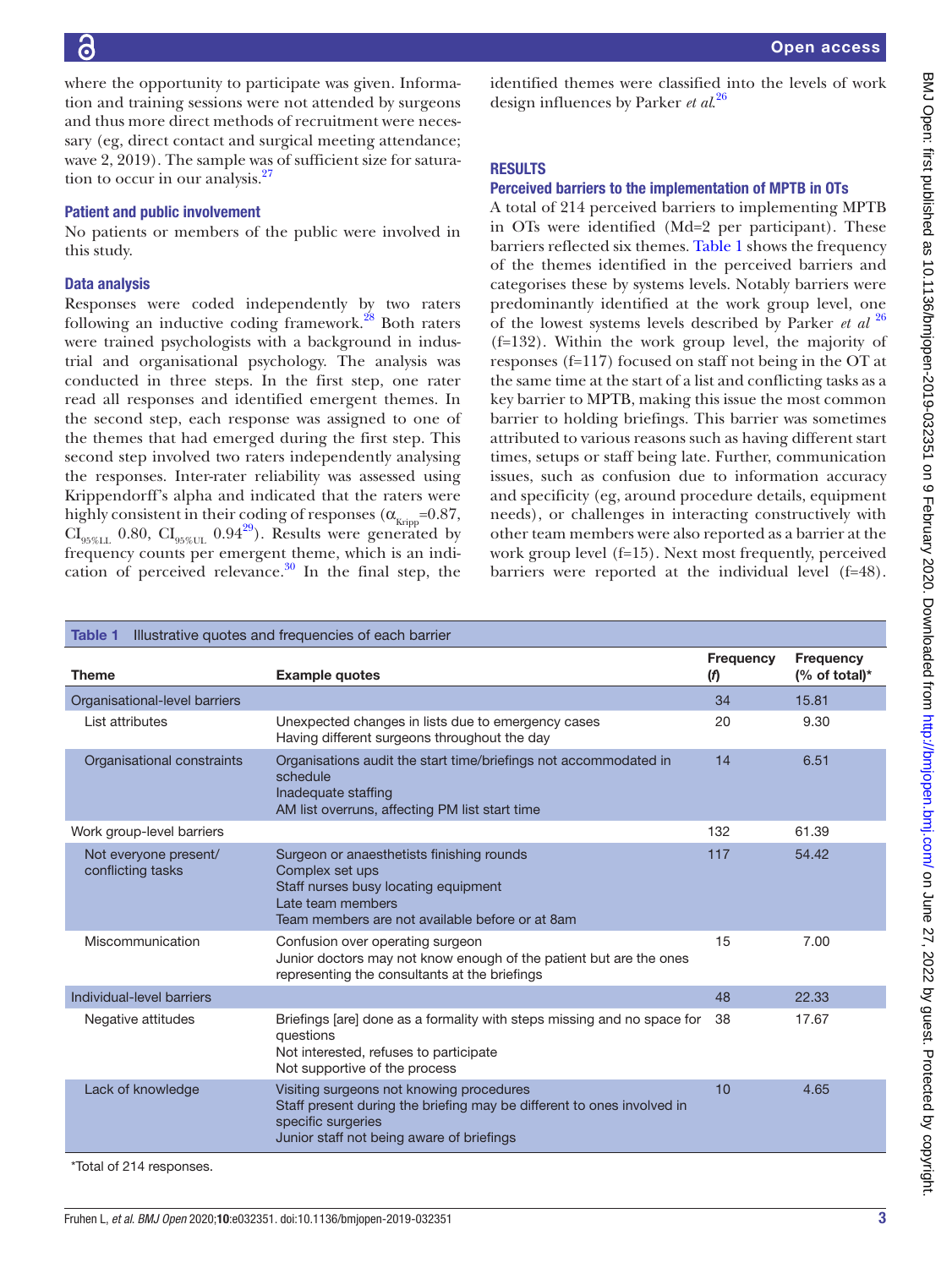where the opportunity to participate was given. Information and training sessions were not attended by surgeons and thus more direct methods of recruitment were necessary (eg, direct contact and surgical meeting attendance; wave 2, 2019). The sample was of sufficient size for saturation to occur in our analysis.[27]

### Patient and public involvement

No patients or members of the public were involved in this study.

### Data analysis

Responses were coded independently by two raters following an inductive coding framework.[28] Both raters were trained psychologists with a background in industrial and organisational psychology. The analysis was conducted in three steps. In the first step, one rater read all responses and identified emergent themes. In the second step, each response was assigned to one of the themes that had emerged during the first step. This second step involved two raters independently analysing the responses. Inter-rater reliability was assessed using Krippendorff's alpha and indicated that the raters were highly consistent in their coding of responses ($\alpha_{Kripp}$=0.87, $CI_{95\%LL}$ 0.80, $CI_{95\%UL}$ 0.94[29]). Results were generated by frequency counts per emergent theme, which is an indication of perceived relevance.[30] In the final step, the identified themes were classified into the levels of work design influences by Parker *et al*.[26]

## RESULTS

### Perceived barriers to the implementation of MPTB in OTs

A total of 214 perceived barriers to implementing MPTB in OTs were identified (Md=2 per participant). These barriers reflected six themes. Table 1 shows the frequency of the themes identified in the perceived barriers and categorises these by systems levels. Notably barriers were predominantly identified at the work group level, one of the lowest systems levels described by Parker *et al* [26] (f=132). Within the work group level, the majority of responses (f=117) focused on staff not being in the OT at the same time at the start of a list and conflicting tasks as a key barrier to MPTB, making this issue the most common barrier to holding briefings. This barrier was sometimes attributed to various reasons such as having different start times, setups or staff being late. Further, communication issues, such as confusion due to information accuracy and specificity (eg, around procedure details, equipment needs), or challenges in interacting constructively with other team members were also reported as a barrier at the work group level (f=15). Next most frequently, perceived barriers were reported at the individual level (f=48).

**Table 1** Illustrative quotes and frequencies of each barrier

| Theme | Example quotes | Frequency (*f*) | Frequency (% of total)* |
|---|---|---|---|
| Organisational-level barriers | | 34 | 15.81 |
| List attributes | Unexpected changes in lists due to emergency cases<br>Having different surgeons throughout the day | 20 | 9.30 |
| Organisational constraints | Organisations audit the start time/briefings not accommodated in schedule<br>Inadequate staffing<br>AM list overruns, affecting PM list start time | 14 | 6.51 |
| Work group-level barriers | | 132 | 61.39 |
| Not everyone present/ conflicting tasks | Surgeon or anaesthetists finishing rounds<br>Complex set ups<br>Staff nurses busy locating equipment<br>Late team members<br>Team members are not available before or at 8am | 117 | 54.42 |
| Miscommunication | Confusion over operating surgeon<br>Junior doctors may not know enough of the patient but are the ones representing the consultants at the briefings | 15 | 7.00 |
| Individual-level barriers | | 48 | 22.33 |
| Negative attitudes | Briefings [are] done as a formality with steps missing and no space for questions<br>Not interested, refuses to participate<br>Not supportive of the process | 38 | 17.67 |
| Lack of knowledge | Visiting surgeons not knowing procedures<br>Staff present during the briefing may be different to ones involved in specific surgeries<br>Junior staff not being aware of briefings | 10 | 4.65 |

*Total of 214 responses.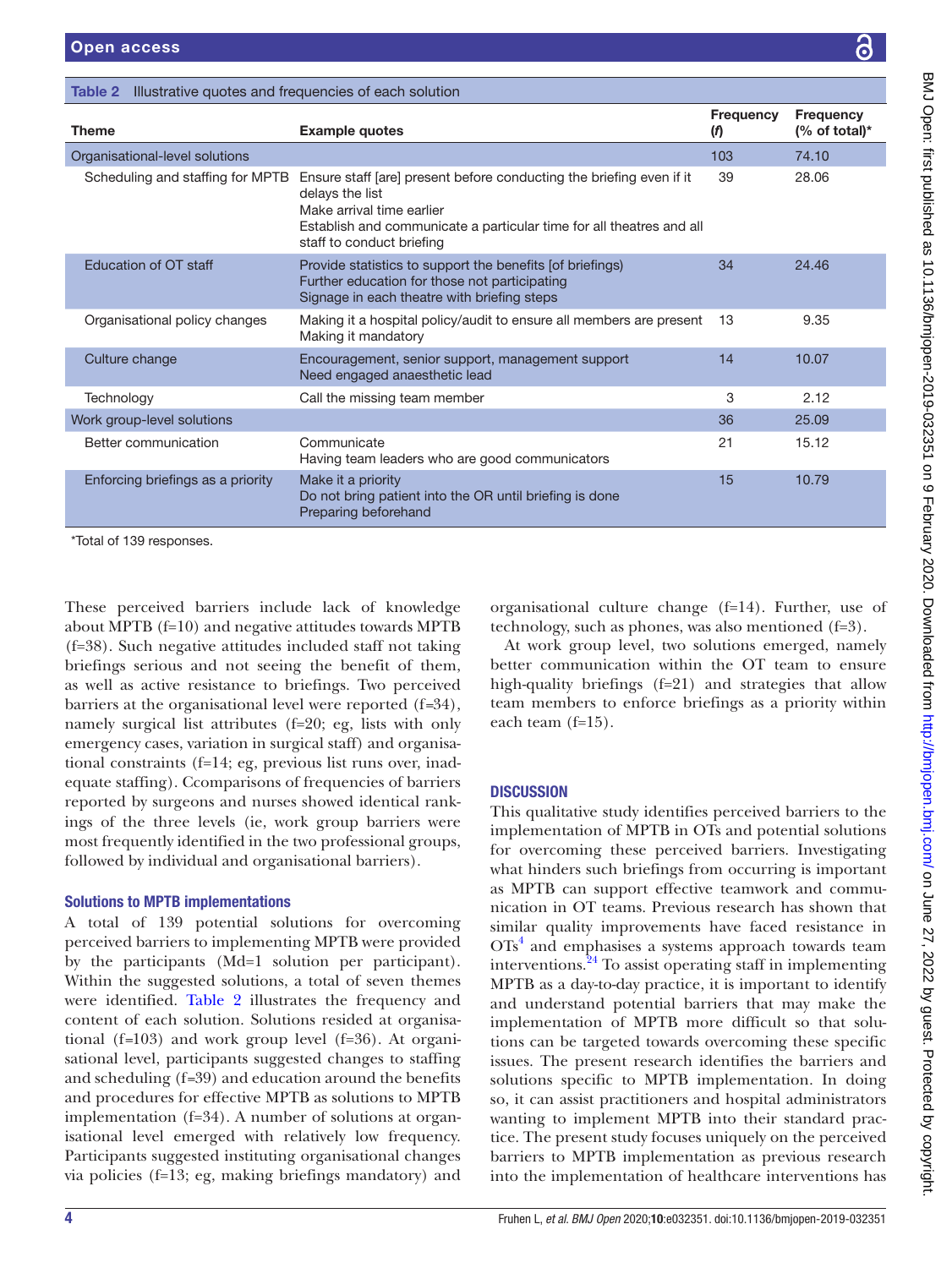Table 2 Illustrative quotes and frequencies of each solution

| Theme | Example quotes | Frequency (*f*) | Frequency (% of total)* |
|---|---|---|---|
| Organisational-level solutions | | 103 | 74.10 |
| Scheduling and staffing for MPTB | Ensure staff [are] present before conducting the briefing even if it delays the list<br>Make arrival time earlier<br>Establish and communicate a particular time for all theatres and all staff to conduct briefing | 39 | 28.06 |
| Education of OT staff | Provide statistics to support the benefits [of briefings)<br>Further education for those not participating<br>Signage in each theatre with briefing steps | 34 | 24.46 |
| Organisational policy changes | Making it a hospital policy/audit to ensure all members are present<br>Making it mandatory | 13 | 9.35 |
| Culture change | Encouragement, senior support, management support<br>Need engaged anaesthetic lead | 14 | 10.07 |
| Technology | Call the missing team member | 3 | 2.12 |
| Work group-level solutions | | 36 | 25.09 |
| Better communication | Communicate<br>Having team leaders who are good communicators | 21 | 15.12 |
| Enforcing briefings as a priority | Make it a priority<br>Do not bring patient into the OR until briefing is done<br>Preparing beforehand | 15 | 10.79 |

*Total of 139 responses.

These perceived barriers include lack of knowledge about MPTB (f=10) and negative attitudes towards MPTB (f=38). Such negative attitudes included staff not taking briefings serious and not seeing the benefit of them, as well as active resistance to briefings. Two perceived barriers at the organisational level were reported (f=34), namely surgical list attributes (f=20; eg, lists with only emergency cases, variation in surgical staff) and organisational constraints (f=14; eg, previous list runs over, inadequate staffing). Ccomparisons of frequencies of barriers reported by surgeons and nurses showed identical rankings of the three levels (ie, work group barriers were most frequently identified in the two professional groups, followed by individual and organisational barriers).

### Solutions to MPTB implementations

A total of 139 potential solutions for overcoming perceived barriers to implementing MPTB were provided by the participants (Md=1 solution per participant). Within the suggested solutions, a total of seven themes were identified. Table 2 illustrates the frequency and content of each solution. Solutions resided at organisational (f=103) and work group level (f=36). At organisational level, participants suggested changes to staffing and scheduling (f=39) and education around the benefits and procedures for effective MPTB as solutions to MPTB implementation (f=34). A number of solutions at organisational level emerged with relatively low frequency. Participants suggested instituting organisational changes via policies (f=13; eg, making briefings mandatory) and organisational culture change (f=14). Further, use of technology, such as phones, was also mentioned (f=3).

At work group level, two solutions emerged, namely better communication within the OT team to ensure high-quality briefings (f=21) and strategies that allow team members to enforce briefings as a priority within each team (f=15).

## DISCUSSION

This qualitative study identifies perceived barriers to the implementation of MPTB in OTs and potential solutions for overcoming these perceived barriers. Investigating what hinders such briefings from occurring is important as MPTB can support effective teamwork and communication in OT teams. Previous research has shown that similar quality improvements have faced resistance in OTs[4] and emphasises a systems approach towards team interventions.[24] To assist operating staff in implementing MPTB as a day-to-day practice, it is important to identify and understand potential barriers that may make the implementation of MPTB more difficult so that solutions can be targeted towards overcoming these specific issues. The present research identifies the barriers and solutions specific to MPTB implementation. In doing so, it can assist practitioners and hospital administrators wanting to implement MPTB into their standard practice. The present study focuses uniquely on the perceived barriers to MPTB implementation as previous research into the implementation of healthcare interventions has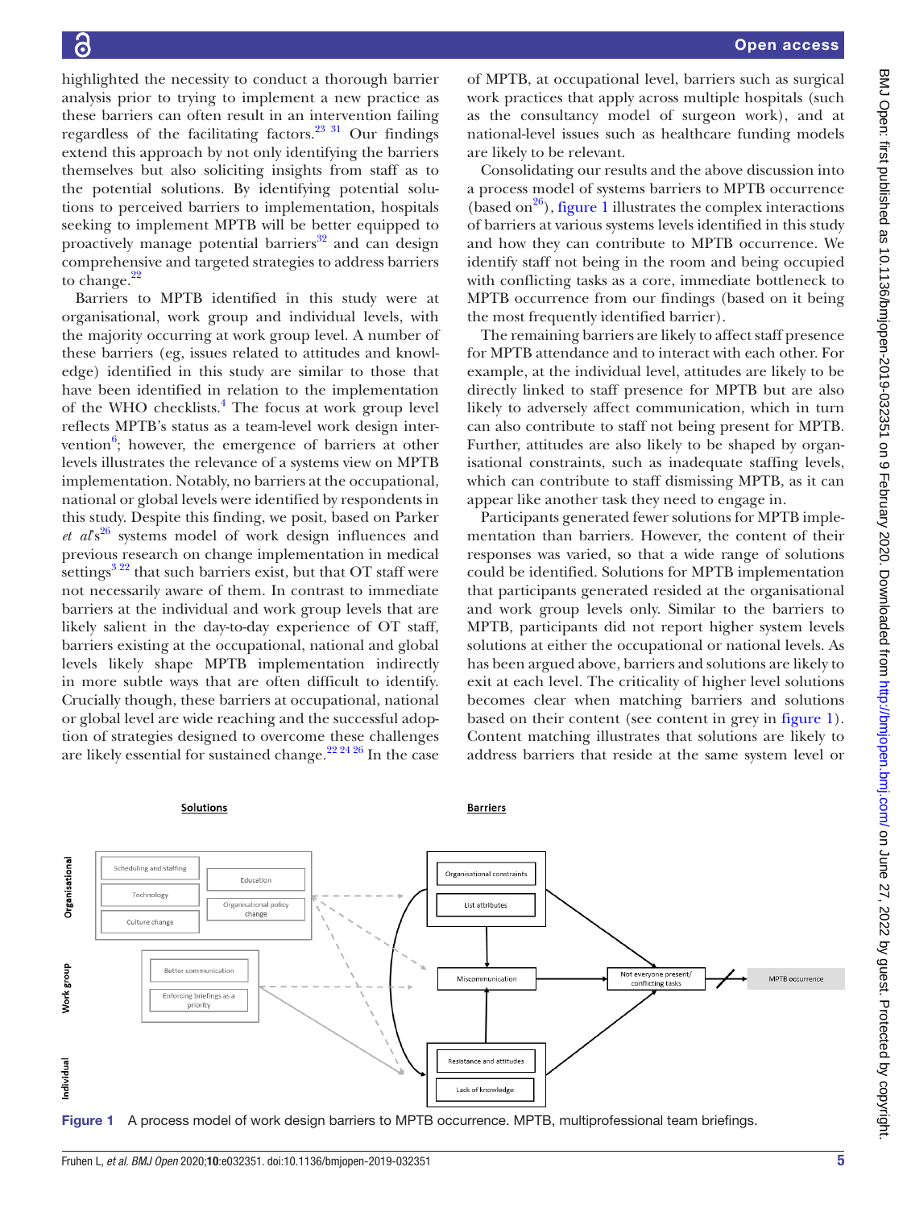highlighted the necessity to conduct a thorough barrier analysis prior to trying to implement a new practice as these barriers can often result in an intervention failing regardless of the facilitating factors.[23 31] Our findings extend this approach by not only identifying the barriers themselves but also soliciting insights from staff as to the potential solutions. By identifying potential solutions to perceived barriers to implementation, hospitals seeking to implement MPTB will be better equipped to proactively manage potential barriers[32] and can design comprehensive and targeted strategies to address barriers to change.[22]

Barriers to MPTB identified in this study were at organisational, work group and individual levels, with the majority occurring at work group level. A number of these barriers (eg, issues related to attitudes and knowledge) identified in this study are similar to those that have been identified in relation to the implementation of the WHO checklists.[4] The focus at work group level reflects MPTB's status as a team-level work design intervention[6]; however, the emergence of barriers at other levels illustrates the relevance of a systems view on MPTB implementation. Notably, no barriers at the occupational, national or global levels were identified by respondents in this study. Despite this finding, we posit, based on Parker *et al*'s[26] systems model of work design influences and previous research on change implementation in medical settings[3 22] that such barriers exist, but that OT staff were not necessarily aware of them. In contrast to immediate barriers at the individual and work group levels that are likely salient in the day-to-day experience of OT staff, barriers existing at the occupational, national and global levels likely shape MPTB implementation indirectly in more subtle ways that are often difficult to identify. Crucially though, these barriers at occupational, national or global level are wide reaching and the successful adoption of strategies designed to overcome these challenges are likely essential for sustained change.[22 24 26] In the case of MPTB, at occupational level, barriers such as surgical work practices that apply across multiple hospitals (such as the consultancy model of surgeon work), and at national-level issues such as healthcare funding models are likely to be relevant.

Consolidating our results and the above discussion into a process model of systems barriers to MPTB occurrence (based on[26]), figure 1 illustrates the complex interactions of barriers at various systems levels identified in this study and how they can contribute to MPTB occurrence. We identify staff not being in the room and being occupied with conflicting tasks as a core, immediate bottleneck to MPTB occurrence from our findings (based on it being the most frequently identified barrier).

The remaining barriers are likely to affect staff presence for MPTB attendance and to interact with each other. For example, at the individual level, attitudes are likely to be directly linked to staff presence for MPTB but are also likely to adversely affect communication, which in turn can also contribute to staff not being present for MPTB. Further, attitudes are also likely to be shaped by organisational constraints, such as inadequate staffing levels, which can contribute to staff dismissing MPTB, as it can appear like another task they need to engage in.

Participants generated fewer solutions for MPTB implementation than barriers. However, the content of their responses was varied, so that a wide range of solutions could be identified. Solutions for MPTB implementation that participants generated resided at the organisational and work group levels only. Similar to the barriers to MPTB, participants did not report higher system levels solutions at either the occupational or national levels. As has been argued above, barriers and solutions are likely to exit at each level. The criticality of higher level solutions becomes clear when matching barriers and solutions based on their content (see content in grey in figure 1). Content matching illustrates that solutions are likely to address barriers that reside at the same system level or

Figure 1 A process model of work design barriers to MPTB occurrence. MPTB, multiprofessional team briefings.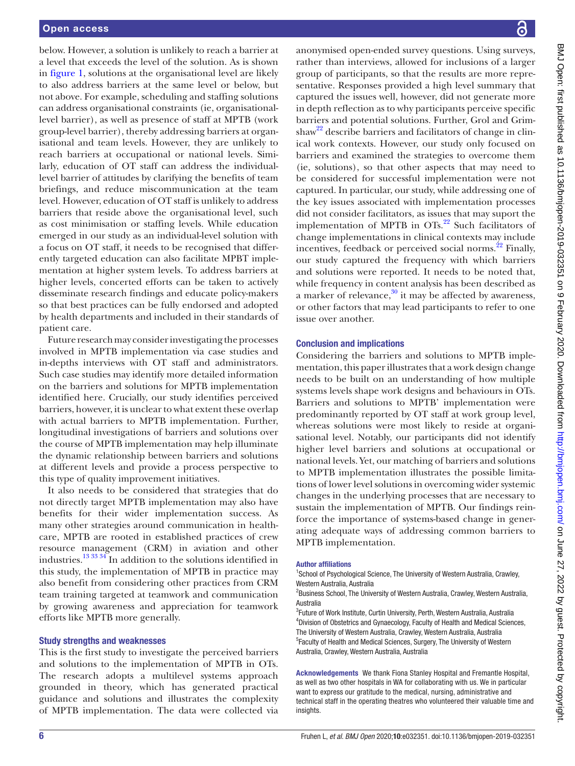below. However, a solution is unlikely to reach a barrier at a level that exceeds the level of the solution. As is shown in figure 1, solutions at the organisational level are likely to also address barriers at the same level or below, but not above. For example, scheduling and staffing solutions can address organisational constraints (ie, organisational-level barrier), as well as presence of staff at MPTB (work group-level barrier), thereby addressing barriers at organisational and team levels. However, they are unlikely to reach barriers at occupational or national levels. Similarly, education of OT staff can address the individual-level barrier of attitudes by clarifying the benefits of team briefings, and reduce miscommunication at the team level. However, education of OT staff is unlikely to address barriers that reside above the organisational level, such as cost minimisation or staffing levels. While education emerged in our study as an individual-level solution with a focus on OT staff, it needs to be recognised that differently targeted education can also facilitate MPBT implementation at higher system levels. To address barriers at higher levels, concerted efforts can be taken to actively disseminate research findings and educate policy-makers so that best practices can be fully endorsed and adopted by health departments and included in their standards of patient care.

Future research may consider investigating the processes involved in MPTB implementation via case studies and in-depths interviews with OT staff and administrators. Such case studies may identify more detailed information on the barriers and solutions for MPTB implementation identified here. Crucially, our study identifies perceived barriers, however, it is unclear to what extent these overlap with actual barriers to MPTB implementation. Further, longitudinal investigations of barriers and solutions over the course of MPTB implementation may help illuminate the dynamic relationship between barriers and solutions at different levels and provide a process perspective to this type of quality improvement initiatives.

It also needs to be considered that strategies that do not directly target MPTB implementation may also have benefits for their wider implementation success. As many other strategies around communication in healthcare, MPTB are rooted in established practices of crew resource management (CRM) in aviation and other industries.[13 33 34] In addition to the solutions identified in this study, the implementation of MPTB in practice may also benefit from considering other practices from CRM team training targeted at teamwork and communication by growing awareness and appreciation for teamwork efforts like MPTB more generally.

## Study strengths and weaknesses

This is the first study to investigate the perceived barriers and solutions to the implementation of MPTB in OTs. The research adopts a multilevel systems approach grounded in theory, which has generated practical guidance and solutions and illustrates the complexity of MPTB implementation. The data were collected via anonymised open-ended survey questions. Using surveys, rather than interviews, allowed for inclusions of a larger group of participants, so that the results are more representative. Responses provided a high level summary that captured the issues well, however, did not generate more in depth reflection as to why participants perceive specific barriers and potential solutions. Further, Grol and Grimshaw[22] describe barriers and facilitators of change in clinical work contexts. However, our study only focused on barriers and examined the strategies to overcome them (ie, solutions), so that other aspects that may need to be considered for successful implementation were not captured. In particular, our study, while addressing one of the key issues associated with implementation processes did not consider facilitators, as issues that may suport the implementation of MPTB in OTs.[22] Such facilitators of change implementations in clinical contexts may include incentives, feedback or perceived social norms.[22] Finally, our study captured the frequency with which barriers and solutions were reported. It needs to be noted that, while frequency in content analysis has been described as a marker of relevance,[30] it may be affected by awareness, or other factors that may lead participants to refer to one issue over another.

## Conclusion and implications

Considering the barriers and solutions to MPTB implementation, this paper illustrates that a work design change needs to be built on an understanding of how multiple systems levels shape work designs and behaviours in OTs. Barriers and solutions to MPTB' implementation were predominantly reported by OT staff at work group level, whereas solutions were most likely to reside at organisational level. Notably, our participants did not identify higher level barriers and solutions at occupational or national levels. Yet, our matching of barriers and solutions to MPTB implementation illustrates the possible limitations of lower level solutions in overcoming wider systemic changes in the underlying processes that are necessary to sustain the implementation of MPTB. Our findings reinforce the importance of systems-based change in generating adequate ways of addressing common barriers to MPTB implementation.

**Author affiliations**

[1]School of Psychological Science, The University of Western Australia, Crawley, Western Australia, Australia
[2]Business School, The University of Western Australia, Crawley, Western Australia, Australia
[3]Future of Work Institute, Curtin University, Perth, Western Australia, Australia
[4]Division of Obstetrics and Gynaecology, Faculty of Health and Medical Sciences, The University of Western Australia, Crawley, Western Australia, Australia
[5]Faculty of Health and Medical Sciences, Surgery, The University of Western Australia, Crawley, Western Australia, Australia

**Acknowledgements** We thank Fiona Stanley Hospital and Fremantle Hospital, as well as two other hospitals in WA for collaborating with us. We in particular want to express our gratitude to the medical, nursing, administrative and technical staff in the operating theatres who volunteered their valuable time and insights.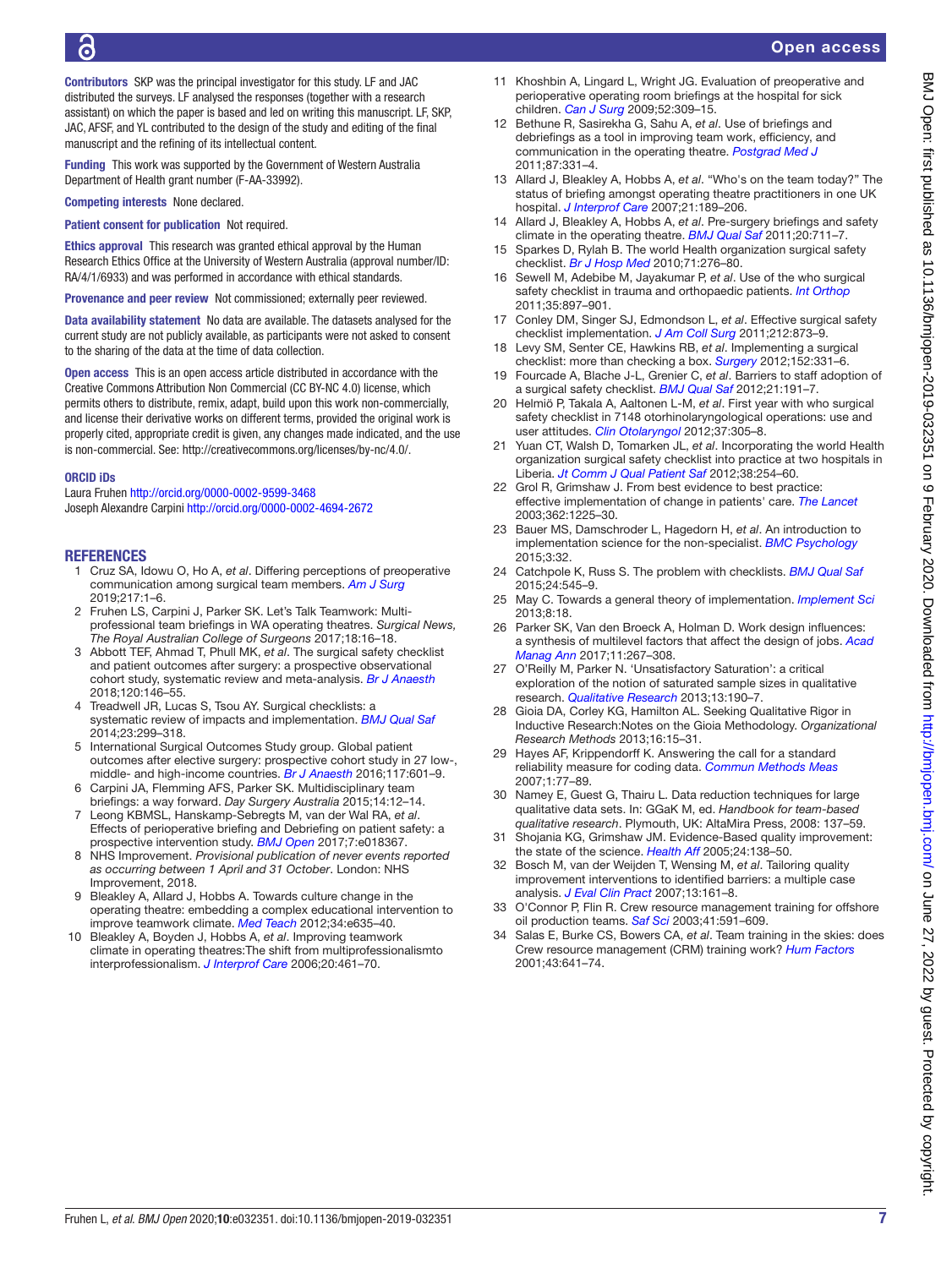**Contributors** SKP was the principal investigator for this study. LF and JAC distributed the surveys. LF analysed the responses (together with a research assistant) on which the paper is based and led on writing this manuscript. LF, SKP, JAC, AFSF, and YL contributed to the design of the study and editing of the final manuscript and the refining of its intellectual content.

**Funding** This work was supported by the Government of Western Australia Department of Health grant number (F-AA-33992).

**Competing interests** None declared.

**Patient consent for publication** Not required.

**Ethics approval** This research was granted ethical approval by the Human Research Ethics Office at the University of Western Australia (approval number/ID: RA/4/1/6933) and was performed in accordance with ethical standards.

**Provenance and peer review** Not commissioned; externally peer reviewed.

**Data availability statement** No data are available. The datasets analysed for the current study are not publicly available, as participants were not asked to consent to the sharing of the data at the time of data collection.

**Open access** This is an open access article distributed in accordance with the Creative Commons Attribution Non Commercial (CC BY-NC 4.0) license, which permits others to distribute, remix, adapt, build upon this work non-commercially, and license their derivative works on different terms, provided the original work is properly cited, appropriate credit is given, any changes made indicated, and the use is non-commercial. See: http://creativecommons.org/licenses/by-nc/4.0/.

**ORCID iDs**

Laura Fruhen http://orcid.org/0000-0002-9599-3468

Joseph Alexandre Carpini http://orcid.org/0000-0002-4694-2672

## REFERENCES

1. Cruz SA, Idowu O, Ho A, *et al*. Differing perceptions of preoperative communication among surgical team members. *Am J Surg* 2019;217:1–6.
2. Fruhen LS, Carpini J, Parker SK. Let's Talk Teamwork: Multi-professional team briefings in WA operating theatres. *Surgical News, The Royal Australian College of Surgeons* 2017;18:16–18.
3. Abbott TEF, Ahmad T, Phull MK, *et al*. The surgical safety checklist and patient outcomes after surgery: a prospective observational cohort study, systematic review and meta-analysis. *Br J Anaesth* 2018;120:146–55.
4. Treadwell JR, Lucas S, Tsou AY. Surgical checklists: a systematic review of impacts and implementation. *BMJ Qual Saf* 2014;23:299–318.
5. International Surgical Outcomes Study group. Global patient outcomes after elective surgery: prospective cohort study in 27 low-, middle- and high-income countries. *Br J Anaesth* 2016;117:601–9.
6. Carpini JA, Flemming AFS, Parker SK. Multidisciplinary team briefings: a way forward. *Day Surgery Australia* 2015;14:12–14.
7. Leong KBMSL, Hanskamp-Sebregts M, van der Wal RA, *et al*. Effects of perioperative briefing and Debriefing on patient safety: a prospective intervention study. *BMJ Open* 2017;7:e018367.
8. NHS Improvement. *Provisional publication of never events reported as occurring between 1 April and 31 October*. London: NHS Improvement, 2018.
9. Bleakley A, Allard J, Hobbs A. Towards culture change in the operating theatre: embedding a complex educational intervention to improve teamwork climate. *Med Teach* 2012;34:e635–40.
10. Bleakley A, Boyden J, Hobbs A, *et al*. Improving teamwork climate in operating theatres:The shift from multiprofessionalismto interprofessionalism. *J Interprof Care* 2006;20:461–70.
11. Khoshbin A, Lingard L, Wright JG. Evaluation of preoperative and perioperative operating room briefings at the hospital for sick children. *Can J Surg* 2009;52:309–15.
12. Bethune R, Sasirekha G, Sahu A, *et al*. Use of briefings and debriefings as a tool in improving team work, efficiency, and communication in the operating theatre. *Postgrad Med J* 2011;87:331–4.
13. Allard J, Bleakley A, Hobbs A, *et al*. "Who's on the team today?" The status of briefing amongst operating theatre practitioners in one UK hospital. *J Interprof Care* 2007;21:189–206.
14. Allard J, Bleakley A, Hobbs A, *et al*. Pre-surgery briefings and safety climate in the operating theatre. *BMJ Qual Saf* 2011;20:711–7.
15. Sparkes D, Rylah B. The world Health organization surgical safety checklist. *Br J Hosp Med* 2010;71:276–80.
16. Sewell M, Adebibe M, Jayakumar P, *et al*. Use of the who surgical safety checklist in trauma and orthopaedic patients. *Int Orthop* 2011;35:897–901.
17. Conley DM, Singer SJ, Edmondson L, *et al*. Effective surgical safety checklist implementation. *J Am Coll Surg* 2011;212:873–9.
18. Levy SM, Senter CE, Hawkins RB, *et al*. Implementing a surgical checklist: more than checking a box. *Surgery* 2012;152:331–6.
19. Fourcade A, Blache J-L, Grenier C, *et al*. Barriers to staff adoption of a surgical safety checklist. *BMJ Qual Saf* 2012;21:191–7.
20. Helmiö P, Takala A, Aaltonen L-M, *et al*. First year with who surgical safety checklist in 7148 otorhinolaryngological operations: use and user attitudes. *Clin Otolaryngol* 2012;37:305–8.
21. Yuan CT, Walsh D, Tomarken JL, *et al*. Incorporating the world Health organization surgical safety checklist into practice at two hospitals in Liberia. *Jt Comm J Qual Patient Saf* 2012;38:254–60.
22. Grol R, Grimshaw J. From best evidence to best practice: effective implementation of change in patients' care. *The Lancet* 2003;362:1225–30.
23. Bauer MS, Damschroder L, Hagedorn H, *et al*. An introduction to implementation science for the non-specialist. *BMC Psychology* 2015;3:32.
24. Catchpole K, Russ S. The problem with checklists. *BMJ Qual Saf* 2015;24:545–9.
25. May C. Towards a general theory of implementation. *Implement Sci* 2013;8:18.
26. Parker SK, Van den Broeck A, Holman D. Work design influences: a synthesis of multilevel factors that affect the design of jobs. *Acad Manag Ann* 2017;11:267–308.
27. O'Reilly M, Parker N. 'Unsatisfactory Saturation': a critical exploration of the notion of saturated sample sizes in qualitative research. *Qualitative Research* 2013;13:190–7.
28. Gioia DA, Corley KG, Hamilton AL. Seeking Qualitative Rigor in Inductive Research:Notes on the Gioia Methodology. *Organizational Research Methods* 2013;16:15–31.
29. Hayes AF, Krippendorff K. Answering the call for a standard reliability measure for coding data. *Commun Methods Meas* 2007;1:77–89.
30. Namey E, Guest G, Thairu L. Data reduction techniques for large qualitative data sets. In: GGaK M, ed. *Handbook for team-based qualitative research*. Plymouth, UK: AltaMira Press, 2008: 137–59.
31. Shojania KG, Grimshaw JM. Evidence-Based quality improvement: the state of the science. *Health Aff* 2005;24:138–50.
32. Bosch M, van der Weijden T, Wensing M, *et al*. Tailoring quality improvement interventions to identified barriers: a multiple case analysis. *J Eval Clin Pract* 2007;13:161–8.
33. O'Connor P, Flin R. Crew resource management training for offshore oil production teams. *Saf Sci* 2003;41:591–609.
34. Salas E, Burke CS, Bowers CA, *et al*. Team training in the skies: does Crew resource management (CRM) training work? *Hum Factors* 2001;43:641–74.